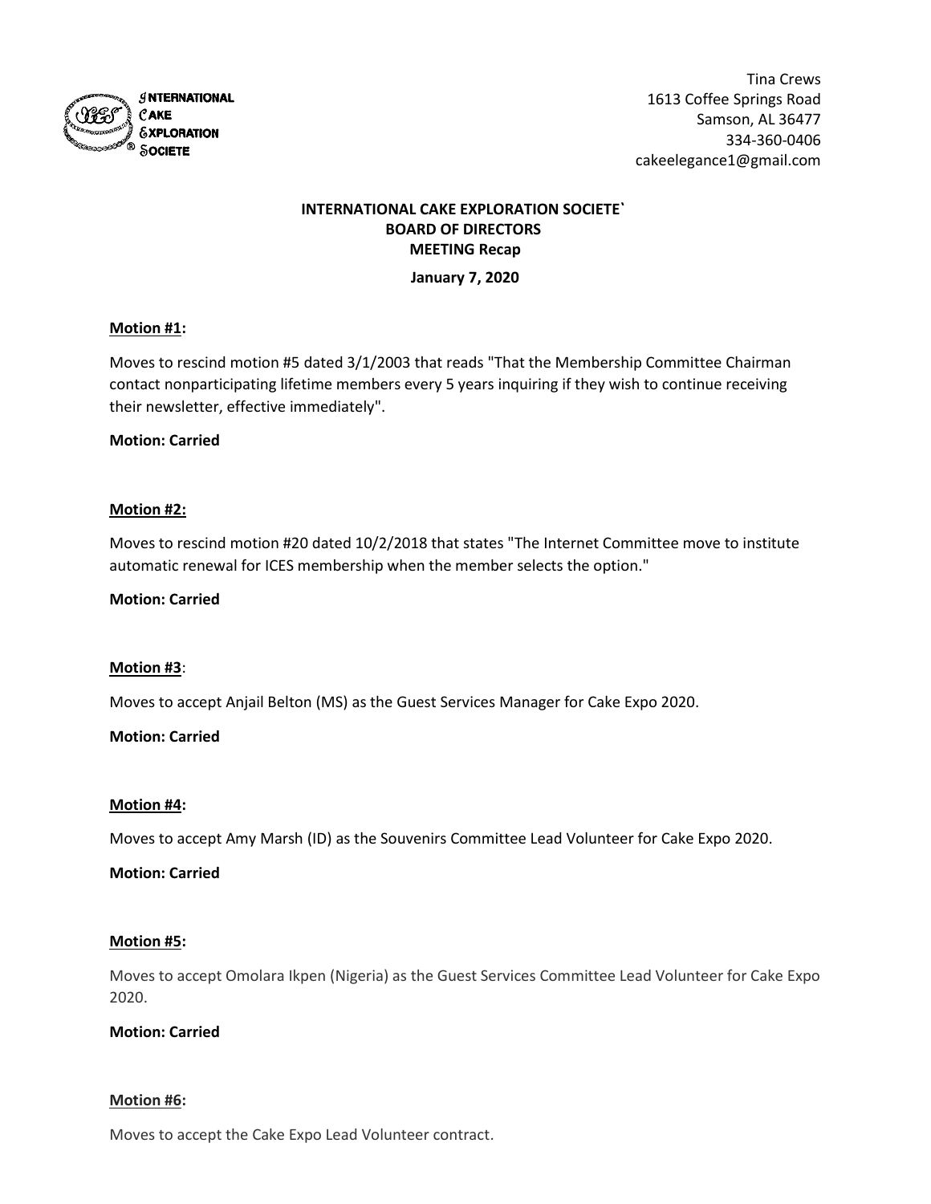Tina Crews
1613 Coffee Springs Road
Samson, AL 36477
334-360-0406
cakeelegance1@gmail.com

**INTERNATIONAL CAKE EXPLORATION SOCIETE`**
**BOARD OF DIRECTORS**
**MEETING Recap**

**January 7, 2020**

**Motion #1:**

Moves to rescind motion #5 dated 3/1/2003 that reads "That the Membership Committee Chairman contact nonparticipating lifetime members every 5 years inquiring if they wish to continue receiving their newsletter, effective immediately".

**Motion: Carried**

**Motion #2:**

Moves to rescind motion #20 dated 10/2/2018 that states "The Internet Committee move to institute automatic renewal for ICES membership when the member selects the option."

**Motion: Carried**

**Motion #3**:

Moves to accept Anjail Belton (MS) as the Guest Services Manager for Cake Expo 2020.

**Motion: Carried**

**Motion #4:**

Moves to accept Amy Marsh (ID) as the Souvenirs Committee Lead Volunteer for Cake Expo 2020.

**Motion: Carried**

**Motion #5:**

Moves to accept Omolara Ikpen (Nigeria) as the Guest Services Committee Lead Volunteer for Cake Expo 2020.

**Motion: Carried**

**Motion #6:**

Moves to accept the Cake Expo Lead Volunteer contract.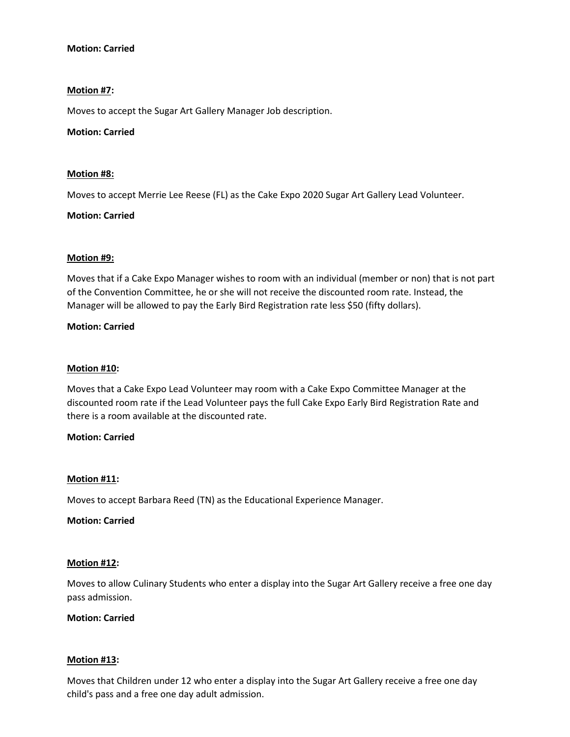**Motion: Carried**

**Motion #7:**

Moves to accept the Sugar Art Gallery Manager Job description.

**Motion: Carried**

**Motion #8:**

Moves to accept Merrie Lee Reese (FL) as the Cake Expo 2020 Sugar Art Gallery Lead Volunteer.

**Motion: Carried**

**Motion #9:**

Moves that if a Cake Expo Manager wishes to room with an individual (member or non) that is not part of the Convention Committee, he or she will not receive the discounted room rate. Instead, the Manager will be allowed to pay the Early Bird Registration rate less $50 (fifty dollars).

**Motion: Carried**

**Motion #10:**

Moves that a Cake Expo Lead Volunteer may room with a Cake Expo Committee Manager at the discounted room rate if the Lead Volunteer pays the full Cake Expo Early Bird Registration Rate and there is a room available at the discounted rate.

**Motion: Carried**

**Motion #11:**

Moves to accept Barbara Reed (TN) as the Educational Experience Manager.

**Motion: Carried**

**Motion #12:**

Moves to allow Culinary Students who enter a display into the Sugar Art Gallery receive a free one day pass admission.

**Motion: Carried**

**Motion #13:**

Moves that Children under 12 who enter a display into the Sugar Art Gallery receive a free one day child's pass and a free one day adult admission.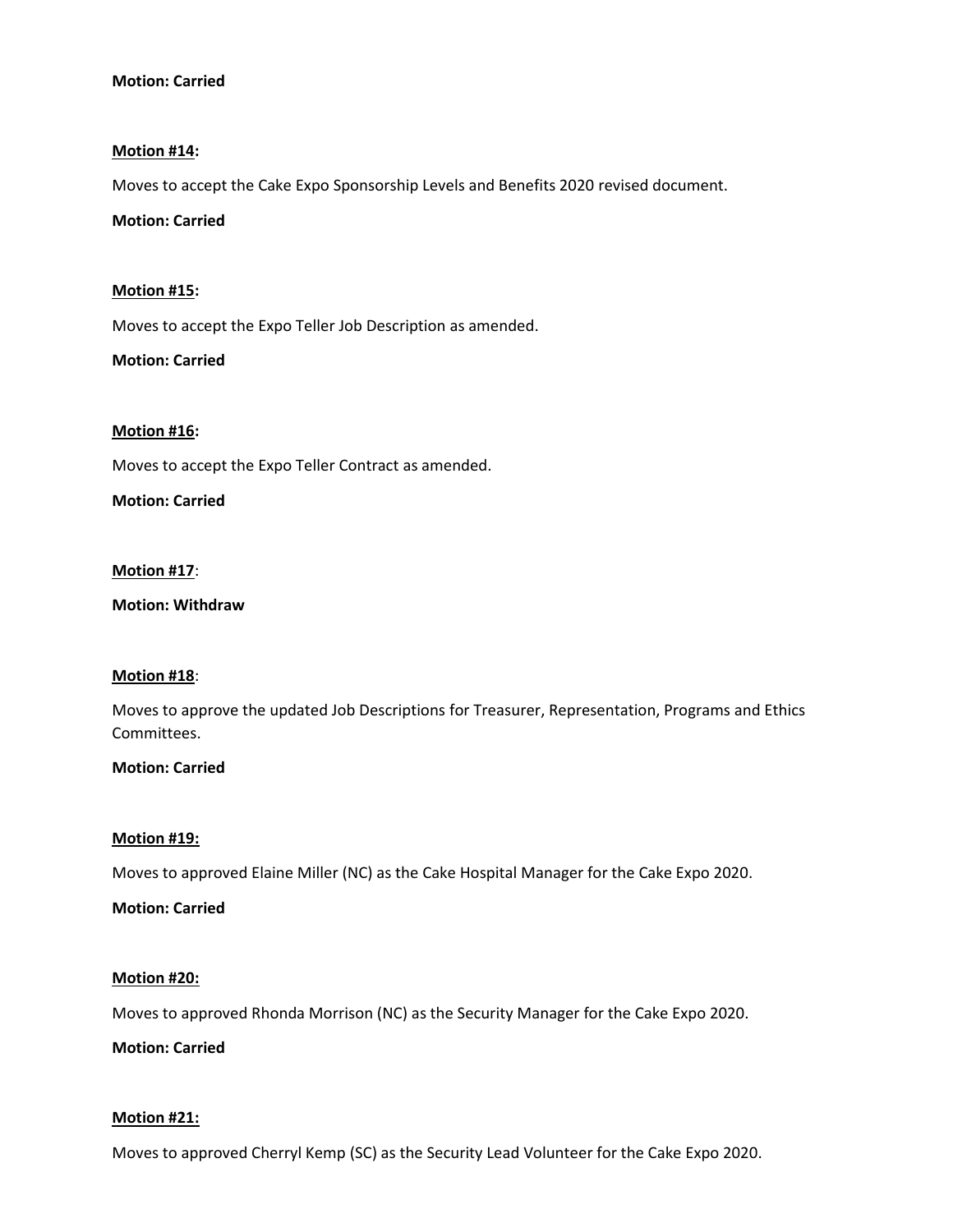**Motion: Carried**

**<u>Motion #14</u>:**

Moves to accept the Cake Expo Sponsorship Levels and Benefits 2020 revised document.

**Motion: Carried**

**<u>Motion #15</u>:**

Moves to accept the Expo Teller Job Description as amended.

**Motion: Carried**

**<u>Motion #16</u>:**

Moves to accept the Expo Teller Contract as amended.

**Motion: Carried**

**<u>Motion #17</u>**:

**Motion: Withdraw**

**<u>Motion #18</u>**:

Moves to approve the updated Job Descriptions for Treasurer, Representation, Programs and Ethics Committees.

**Motion: Carried**

**<u>Motion #19:</u>**

Moves to approved Elaine Miller (NC) as the Cake Hospital Manager for the Cake Expo 2020.

**Motion: Carried**

**<u>Motion #20:</u>**

Moves to approved Rhonda Morrison (NC) as the Security Manager for the Cake Expo 2020.

**Motion: Carried**

**<u>Motion #21:</u>**

Moves to approved Cherryl Kemp (SC) as the Security Lead Volunteer for the Cake Expo 2020.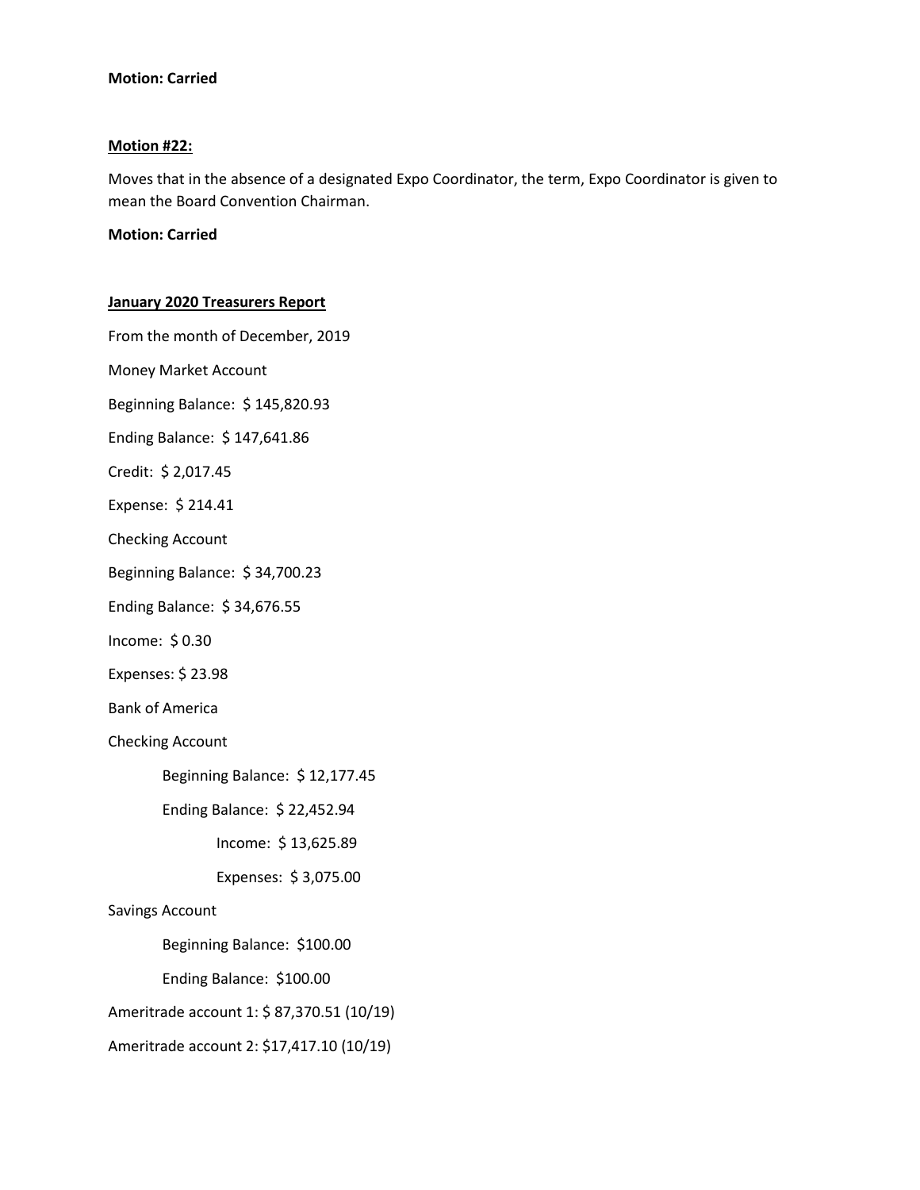**Motion: Carried**

**Motion #22:**

Moves that in the absence of a designated Expo Coordinator, the term, Expo Coordinator is given to mean the Board Convention Chairman.

**Motion: Carried**

**January 2020 Treasurers Report**

From the month of December, 2019

Money Market Account

Beginning Balance: $ 145,820.93

Ending Balance: $ 147,641.86

Credit: $ 2,017.45

Expense: $ 214.41

Checking Account

Beginning Balance: $ 34,700.23

Ending Balance: $ 34,676.55

Income: $ 0.30

Expenses: $ 23.98

Bank of America

Checking Account

  Beginning Balance: $ 12,177.45

  Ending Balance: $ 22,452.94

    Income: $ 13,625.89

    Expenses: $ 3,075.00

Savings Account

  Beginning Balance: $100.00

  Ending Balance: $100.00

Ameritrade account 1: $ 87,370.51 (10/19)

Ameritrade account 2: $17,417.10 (10/19)